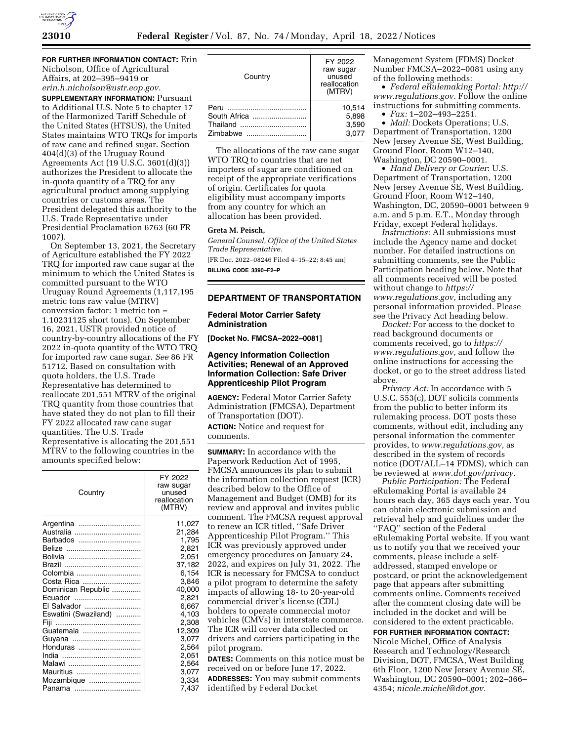**FOR FURTHER INFORMATION CONTACT:** Erin Nicholson, Office of Agricultural Affairs, at 202–395–9419 or *erin.h.nicholson@ustr.eop.gov.*

**SUPPLEMENTARY INFORMATION:** Pursuant to Additional U.S. Note 5 to chapter 17 of the Harmonized Tariff Schedule of the United States (HTSUS), the United States maintains WTO TRQs for imports of raw cane and refined sugar. Section 404(d)(3) of the Uruguay Round Agreements Act (19 U.S.C. 3601(d)(3)) authorizes the President to allocate the in-quota quantity of a TRQ for any agricultural product among supplying countries or customs areas. The President delegated this authority to the U.S. Trade Representative under Presidential Proclamation 6763 (60 FR 1007).

On September 13, 2021, the Secretary of Agriculture established the FY 2022 TRQ for imported raw cane sugar at the minimum to which the United States is committed pursuant to the WTO Uruguay Round Agreements (1,117,195 metric tons raw value (MTRV) conversion factor: 1 metric ton = 1.10231125 short tons). On September 16, 2021, USTR provided notice of country-by-country allocations of the FY 2022 in-quota quantity of the WTO TRQ for imported raw cane sugar. *See* 86 FR 51712. Based on consultation with quota holders, the U.S. Trade Representative has determined to reallocate 201,551 MTRV of the original TRQ quantity from those countries that have stated they do not plan to fill their FY 2022 allocated raw cane sugar quantities. The U.S. Trade Representative is allocating the 201,551 MTRV to the following countries in the amounts specified below:

| Country | FY 2022 raw sugar unused reallocation (MTRV) |
|---|---|
| Argentina | 11,027 |
| Australia | 21,284 |
| Barbados | 1,795 |
| Belize | 2,821 |
| Bolivia | 2,051 |
| Brazil | 37,182 |
| Colombia | 6,154 |
| Costa Rica | 3,846 |
| Dominican Republic | 40,000 |
| Ecuador | 2,821 |
| El Salvador | 6,667 |
| Eswatini (Swaziland) | 4,103 |
| Fiji | 2,308 |
| Guatemala | 12,309 |
| Guyana | 3,077 |
| Honduras | 2,564 |
| India | 2,051 |
| Malawi | 2,564 |
| Mauritius | 3,077 |
| Mozambique | 3,334 |
| Panama | 7,437 |
| Peru | 10,514 |
| South Africa | 5,898 |
| Thailand | 3,590 |
| Zimbabwe | 3,077 |

The allocations of the raw cane sugar WTO TRQ to countries that are net importers of sugar are conditioned on receipt of the appropriate verifications of origin. Certificates for quota eligibility must accompany imports from any country for which an allocation has been provided.

**Greta M. Peisch,**

*General Counsel, Office of the United States Trade Representative.*

[FR Doc. 2022–08246 Filed 4–15–22; 8:45 am]

**BILLING CODE 3390–F2–P**

## DEPARTMENT OF TRANSPORTATION

### Federal Motor Carrier Safety Administration

**[Docket No. FMCSA–2022–0081]**

### Agency Information Collection Activities; Renewal of an Approved Information Collection: Safe Driver Apprenticeship Pilot Program

**AGENCY:** Federal Motor Carrier Safety Administration (FMCSA), Department of Transportation (DOT).

**ACTION:** Notice and request for comments.

**SUMMARY:** In accordance with the Paperwork Reduction Act of 1995, FMCSA announces its plan to submit the information collection request (ICR) described below to the Office of Management and Budget (OMB) for its review and approval and invites public comment. The FMCSA request approval to renew an ICR titled, ''Safe Driver Apprenticeship Pilot Program.'' This ICR was previously approved under emergency procedures on January 24, 2022, and expires on July 31, 2022. The ICR is necessary for FMCSA to conduct a pilot program to determine the safety impacts of allowing 18- to 20-year-old commercial driver's license (CDL) holders to operate commercial motor vehicles (CMVs) in interstate commerce. The ICR will cover data collected on drivers and carriers participating in the pilot program.

**DATES:** Comments on this notice must be received on or before June 17, 2022.

**ADDRESSES:** You may submit comments identified by Federal Docket Management System (FDMS) Docket Number FMCSA–2022–0081 using any of the following methods:

- *Federal eRulemaking Portal: http://www.regulations.gov.* Follow the online instructions for submitting comments.
- *Fax:* 1–202–493–2251.
- *Mail:* Dockets Operations; U.S. Department of Transportation, 1200 New Jersey Avenue SE, West Building, Ground Floor, Room W12–140, Washington, DC 20590–0001.
- *Hand Delivery or Courier*: U.S. Department of Transportation, 1200 New Jersey Avenue SE, West Building, Ground Floor, Room W12–140, Washington, DC, 20590–0001 between 9 a.m. and 5 p.m. E.T., Monday through Friday, except Federal holidays.

*Instructions:* All submissions must include the Agency name and docket number. For detailed instructions on submitting comments, see the Public Participation heading below. Note that all comments received will be posted without change to *https://www.regulations.gov,* including any personal information provided. Please see the Privacy Act heading below.

*Docket:* For access to the docket to read background documents or comments received, go to *https://www.regulations.gov,* and follow the online instructions for accessing the docket, or go to the street address listed above.

*Privacy Act:* In accordance with 5 U.S.C. 553(c), DOT solicits comments from the public to better inform its rulemaking process. DOT posts these comments, without edit, including any personal information the commenter provides, to *www.regulations.gov,* as described in the system of records notice (DOT/ALL–14 FDMS), which can be reviewed at *www.dot.gov/privacy.*

*Public Participation:* The Federal eRulemaking Portal is available 24 hours each day, 365 days each year. You can obtain electronic submission and retrieval help and guidelines under the ''FAQ'' section of the Federal eRulemaking Portal website. If you want us to notify you that we received your comments, please include a self-addressed, stamped envelope or postcard, or print the acknowledgement page that appears after submitting comments online. Comments received after the comment closing date will be included in the docket and will be considered to the extent practicable.

**FOR FURTHER INFORMATION CONTACT:** Nicole Michel, Office of Analysis Research and Technology/Research Division, DOT, FMCSA, West Building 6th Floor, 1200 New Jersey Avenue SE, Washington, DC 20590–0001; 202–366–4354; *nicole.michel@dot.gov.*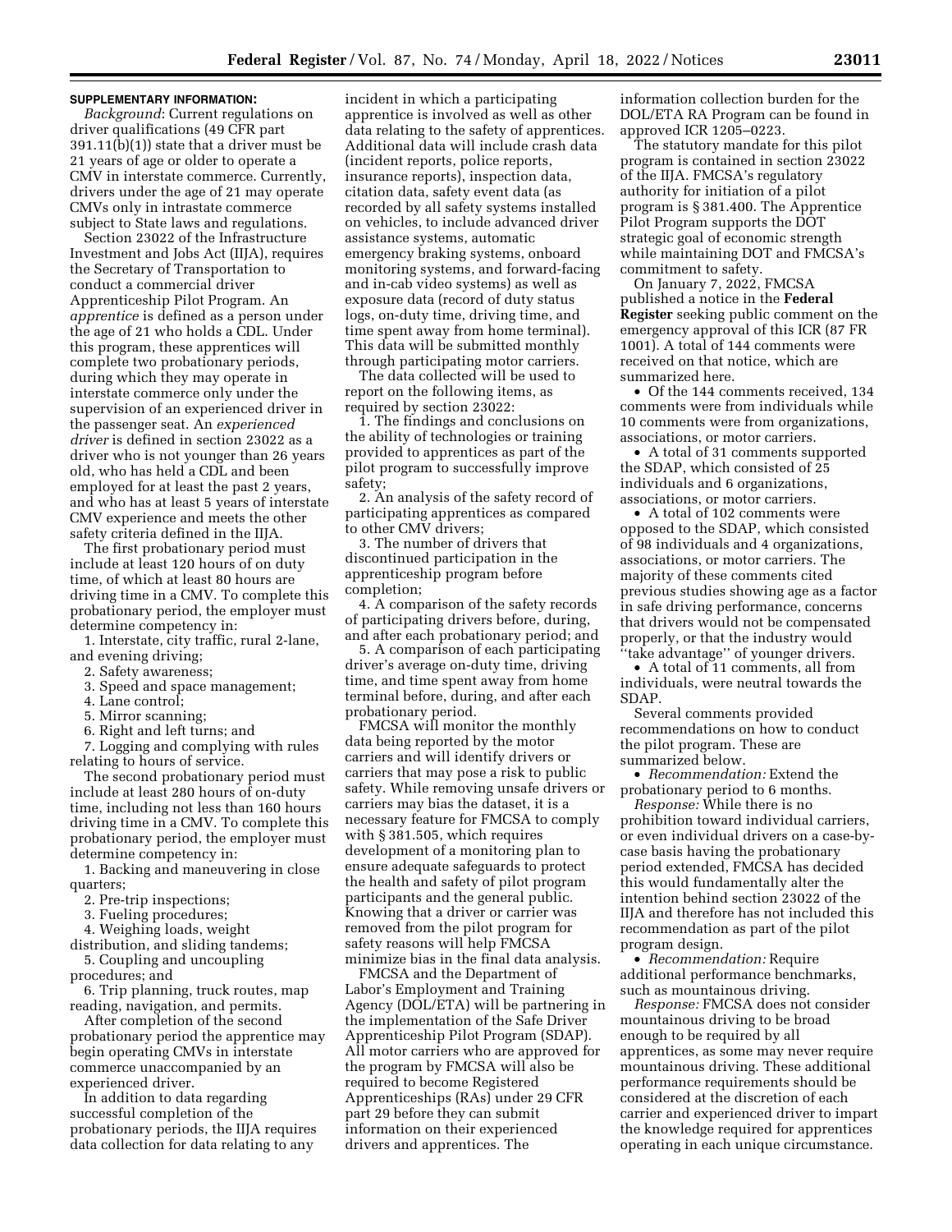**SUPPLEMENTARY INFORMATION:**

*Background*: Current regulations on driver qualifications (49 CFR part 391.11(b)(1)) state that a driver must be 21 years of age or older to operate a CMV in interstate commerce. Currently, drivers under the age of 21 may operate CMVs only in intrastate commerce subject to State laws and regulations.

Section 23022 of the Infrastructure Investment and Jobs Act (IIJA), requires the Secretary of Transportation to conduct a commercial driver Apprenticeship Pilot Program. An *apprentice* is defined as a person under the age of 21 who holds a CDL. Under this program, these apprentices will complete two probationary periods, during which they may operate in interstate commerce only under the supervision of an experienced driver in the passenger seat. An *experienced driver* is defined in section 23022 as a driver who is not younger than 26 years old, who has held a CDL and been employed for at least the past 2 years, and who has at least 5 years of interstate CMV experience and meets the other safety criteria defined in the IIJA.

The first probationary period must include at least 120 hours of on duty time, of which at least 80 hours are driving time in a CMV. To complete this probationary period, the employer must determine competency in:

1. Interstate, city traffic, rural 2-lane, and evening driving;
2. Safety awareness;
3. Speed and space management;
4. Lane control;
5. Mirror scanning;
6. Right and left turns; and
7. Logging and complying with rules relating to hours of service.

The second probationary period must include at least 280 hours of on-duty time, including not less than 160 hours driving time in a CMV. To complete this probationary period, the employer must determine competency in:

1. Backing and maneuvering in close quarters;
2. Pre-trip inspections;
3. Fueling procedures;
4. Weighing loads, weight distribution, and sliding tandems;
5. Coupling and uncoupling procedures; and
6. Trip planning, truck routes, map reading, navigation, and permits.

After completion of the second probationary period the apprentice may begin operating CMVs in interstate commerce unaccompanied by an experienced driver.

In addition to data regarding successful completion of the probationary periods, the IIJA requires data collection for data relating to any incident in which a participating apprentice is involved as well as other data relating to the safety of apprentices. Additional data will include crash data (incident reports, police reports, insurance reports), inspection data, citation data, safety event data (as recorded by all safety systems installed on vehicles, to include advanced driver assistance systems, automatic emergency braking systems, onboard monitoring systems, and forward-facing and in-cab video systems) as well as exposure data (record of duty status logs, on-duty time, driving time, and time spent away from home terminal). This data will be submitted monthly through participating motor carriers.

The data collected will be used to report on the following items, as required by section 23022:

1. The findings and conclusions on the ability of technologies or training provided to apprentices as part of the pilot program to successfully improve safety;
2. An analysis of the safety record of participating apprentices as compared to other CMV drivers;
3. The number of drivers that discontinued participation in the apprenticeship program before completion;
4. A comparison of the safety records of participating drivers before, during, and after each probationary period; and
5. A comparison of each participating driver's average on-duty time, driving time, and time spent away from home terminal before, during, and after each probationary period.

FMCSA will monitor the monthly data being reported by the motor carriers and will identify drivers or carriers that may pose a risk to public safety. While removing unsafe drivers or carriers may bias the dataset, it is a necessary feature for FMCSA to comply with § 381.505, which requires development of a monitoring plan to ensure adequate safeguards to protect the health and safety of pilot program participants and the general public. Knowing that a driver or carrier was removed from the pilot program for safety reasons will help FMCSA minimize bias in the final data analysis.

FMCSA and the Department of Labor's Employment and Training Agency (DOL/ETA) will be partnering in the implementation of the Safe Driver Apprenticeship Pilot Program (SDAP). All motor carriers who are approved for the program by FMCSA will also be required to become Registered Apprenticeships (RAs) under 29 CFR part 29 before they can submit information on their experienced drivers and apprentices. The information collection burden for the DOL/ETA RA Program can be found in approved ICR 1205–0223.

The statutory mandate for this pilot program is contained in section 23022 of the IIJA. FMCSA's regulatory authority for initiation of a pilot program is § 381.400. The Apprentice Pilot Program supports the DOT strategic goal of economic strength while maintaining DOT and FMCSA's commitment to safety.

On January 7, 2022, FMCSA published a notice in the **Federal Register** seeking public comment on the emergency approval of this ICR (87 FR 1001). A total of 144 comments were received on that notice, which are summarized here.

- Of the 144 comments received, 134 comments were from individuals while 10 comments were from organizations, associations, or motor carriers.
- A total of 31 comments supported the SDAP, which consisted of 25 individuals and 6 organizations, associations, or motor carriers.
- A total of 102 comments were opposed to the SDAP, which consisted of 98 individuals and 4 organizations, associations, or motor carriers. The majority of these comments cited previous studies showing age as a factor in safe driving performance, concerns that drivers would not be compensated properly, or that the industry would "take advantage" of younger drivers.
- A total of 11 comments, all from individuals, were neutral towards the SDAP.

Several comments provided recommendations on how to conduct the pilot program. These are summarized below.

- *Recommendation:* Extend the probationary period to 6 months.

*Response:* While there is no prohibition toward individual carriers, or even individual drivers on a case-by-case basis having the probationary period extended, FMCSA has decided this would fundamentally alter the intention behind section 23022 of the IIJA and therefore has not included this recommendation as part of the pilot program design.

- *Recommendation:* Require additional performance benchmarks, such as mountainous driving.

*Response:* FMCSA does not consider mountainous driving to be broad enough to be required by all apprentices, as some may never require mountainous driving. These additional performance requirements should be considered at the discretion of each carrier and experienced driver to impart the knowledge required for apprentices operating in each unique circumstance.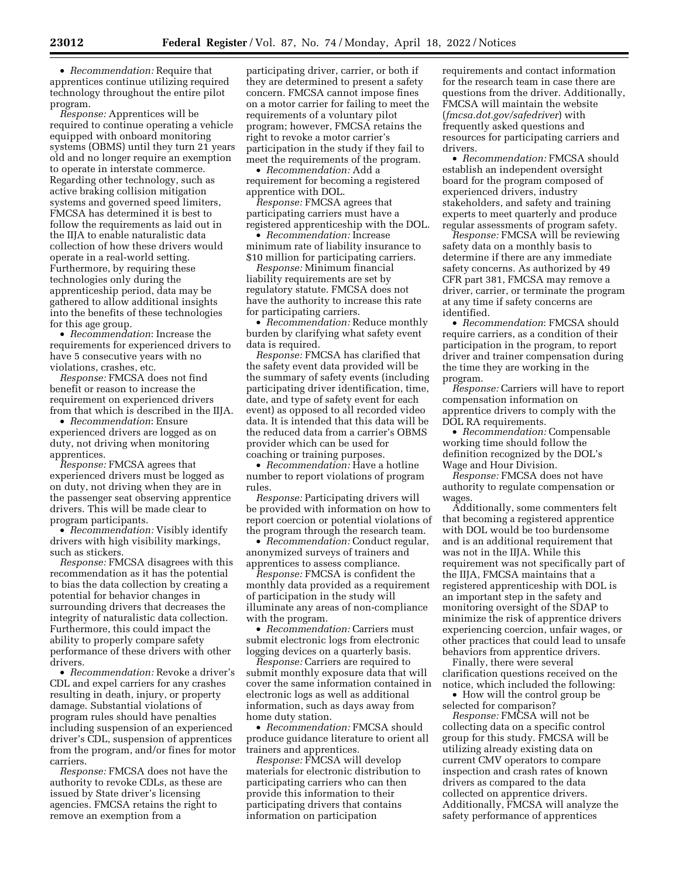- *Recommendation:* Require that apprentices continue utilizing required technology throughout the entire pilot program.

*Response:* Apprentices will be required to continue operating a vehicle equipped with onboard monitoring systems (OBMS) until they turn 21 years old and no longer require an exemption to operate in interstate commerce. Regarding other technology, such as active braking collision mitigation systems and governed speed limiters, FMCSA has determined it is best to follow the requirements as laid out in the IIJA to enable naturalistic data collection of how these drivers would operate in a real-world setting. Furthermore, by requiring these technologies only during the apprenticeship period, data may be gathered to allow additional insights into the benefits of these technologies for this age group.

- *Recommendation*: Increase the requirements for experienced drivers to have 5 consecutive years with no violations, crashes, etc.

*Response:* FMCSA does not find benefit or reason to increase the requirement on experienced drivers from that which is described in the IIJA.

- *Recommendation*: Ensure experienced drivers are logged as on duty, not driving when monitoring apprentices.

*Response:* FMCSA agrees that experienced drivers must be logged as on duty, not driving when they are in the passenger seat observing apprentice drivers. This will be made clear to program participants.

- *Recommendation:* Visibly identify drivers with high visibility markings, such as stickers.

*Response:* FMCSA disagrees with this recommendation as it has the potential to bias the data collection by creating a potential for behavior changes in surrounding drivers that decreases the integrity of naturalistic data collection. Furthermore, this could impact the ability to properly compare safety performance of these drivers with other drivers.

- *Recommendation:* Revoke a driver's CDL and expel carriers for any crashes resulting in death, injury, or property damage. Substantial violations of program rules should have penalties including suspension of an experienced driver's CDL, suspension of apprentices from the program, and/or fines for motor carriers.

*Response:* FMCSA does not have the authority to revoke CDLs, as these are issued by State driver's licensing agencies. FMCSA retains the right to remove an exemption from a participating driver, carrier, or both if they are determined to present a safety concern. FMCSA cannot impose fines on a motor carrier for failing to meet the requirements of a voluntary pilot program; however, FMCSA retains the right to revoke a motor carrier's participation in the study if they fail to meet the requirements of the program.

- *Recommendation:* Add a requirement for becoming a registered apprentice with DOL.

*Response:* FMCSA agrees that participating carriers must have a registered apprenticeship with the DOL.

- *Recommendation:* Increase minimum rate of liability insurance to $10 million for participating carriers.

*Response:* Minimum financial liability requirements are set by regulatory statute. FMCSA does not have the authority to increase this rate for participating carriers.

- *Recommendation:* Reduce monthly burden by clarifying what safety event data is required.

*Response:* FMCSA has clarified that the safety event data provided will be the summary of safety events (including participating driver identification, time, date, and type of safety event for each event) as opposed to all recorded video data. It is intended that this data will be the reduced data from a carrier's OBMS provider which can be used for coaching or training purposes.

- *Recommendation:* Have a hotline number to report violations of program rules.

*Response:* Participating drivers will be provided with information on how to report coercion or potential violations of the program through the research team.

- *Recommendation:* Conduct regular, anonymized surveys of trainers and apprentices to assess compliance.

*Response:* FMCSA is confident the monthly data provided as a requirement of participation in the study will illuminate any areas of non-compliance with the program.

- *Recommendation:* Carriers must submit electronic logs from electronic logging devices on a quarterly basis.

*Response:* Carriers are required to submit monthly exposure data that will cover the same information contained in electronic logs as well as additional information, such as days away from home duty station.

- *Recommendation:* FMCSA should produce guidance literature to orient all trainers and apprentices.

*Response:* FMCSA will develop materials for electronic distribution to participating carriers who can then provide this information to their participating drivers that contains information on participation requirements and contact information for the research team in case there are questions from the driver. Additionally, FMCSA will maintain the website (*fmcsa.dot.gov/safedriver*) with frequently asked questions and resources for participating carriers and drivers.

- *Recommendation:* FMCSA should establish an independent oversight board for the program composed of experienced drivers, industry stakeholders, and safety and training experts to meet quarterly and produce regular assessments of program safety.

*Response:* FMCSA will be reviewing safety data on a monthly basis to determine if there are any immediate safety concerns. As authorized by 49 CFR part 381, FMCSA may remove a driver, carrier, or terminate the program at any time if safety concerns are identified.

- *Recommendation*: FMCSA should require carriers, as a condition of their participation in the program, to report driver and trainer compensation during the time they are working in the program.

*Response:* Carriers will have to report compensation information on apprentice drivers to comply with the DOL RA requirements.

- *Recommendation:* Compensable working time should follow the definition recognized by the DOL's Wage and Hour Division.

*Response:* FMCSA does not have authority to regulate compensation or wages.

Additionally, some commenters felt that becoming a registered apprentice with DOL would be too burdensome and is an additional requirement that was not in the IIJA. While this requirement was not specifically part of the IIJA, FMCSA maintains that a registered apprenticeship with DOL is an important step in the safety and monitoring oversight of the SDAP to minimize the risk of apprentice drivers experiencing coercion, unfair wages, or other practices that could lead to unsafe behaviors from apprentice drivers.

Finally, there were several clarification questions received on the notice, which included the following:

- How will the control group be selected for comparison?

*Response:* FMCSA will not be collecting data on a specific control group for this study. FMCSA will be utilizing already existing data on current CMV operators to compare inspection and crash rates of known drivers as compared to the data collected on apprentice drivers. Additionally, FMCSA will analyze the safety performance of apprentices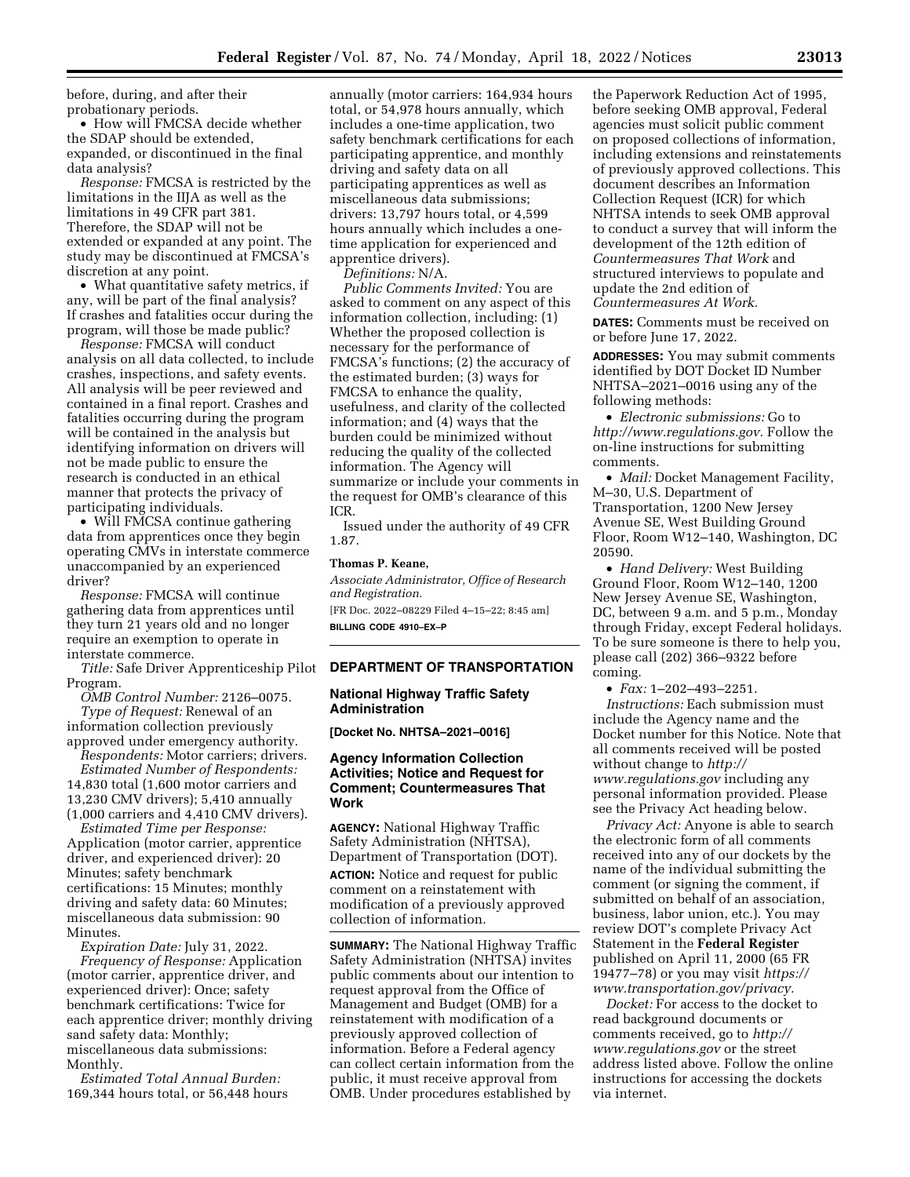before, during, and after their probationary periods.

- How will FMCSA decide whether the SDAP should be extended, expanded, or discontinued in the final data analysis?

*Response:* FMCSA is restricted by the limitations in the IIJA as well as the limitations in 49 CFR part 381. Therefore, the SDAP will not be extended or expanded at any point. The study may be discontinued at FMCSA's discretion at any point.

- What quantitative safety metrics, if any, will be part of the final analysis? If crashes and fatalities occur during the program, will those be made public?

*Response:* FMCSA will conduct analysis on all data collected, to include crashes, inspections, and safety events. All analysis will be peer reviewed and contained in a final report. Crashes and fatalities occurring during the program will be contained in the analysis but identifying information on drivers will not be made public to ensure the research is conducted in an ethical manner that protects the privacy of participating individuals.

- Will FMCSA continue gathering data from apprentices once they begin operating CMVs in interstate commerce unaccompanied by an experienced driver?

*Response:* FMCSA will continue gathering data from apprentices until they turn 21 years old and no longer require an exemption to operate in interstate commerce.

*Title:* Safe Driver Apprenticeship Pilot Program.

*OMB Control Number:* 2126–0075.

*Type of Request:* Renewal of an information collection previously approved under emergency authority.

*Respondents:* Motor carriers; drivers.

*Estimated Number of Respondents:* 14,830 total (1,600 motor carriers and 13,230 CMV drivers); 5,410 annually (1,000 carriers and 4,410 CMV drivers).

*Estimated Time per Response:* Application (motor carrier, apprentice driver, and experienced driver): 20 Minutes; safety benchmark certifications: 15 Minutes; monthly driving and safety data: 60 Minutes; miscellaneous data submission: 90 Minutes.

*Expiration Date:* July 31, 2022.

*Frequency of Response:* Application (motor carrier, apprentice driver, and experienced driver): Once; safety benchmark certifications: Twice for each apprentice driver; monthly driving sand safety data: Monthly; miscellaneous data submissions: Monthly.

*Estimated Total Annual Burden:* 169,344 hours total, or 56,448 hours annually (motor carriers: 164,934 hours total, or 54,978 hours annually, which includes a one-time application, two safety benchmark certifications for each participating apprentice, and monthly driving and safety data on all participating apprentices as well as miscellaneous data submissions; drivers: 13,797 hours total, or 4,599 hours annually which includes a one-time application for experienced and apprentice drivers).

*Definitions:* N/A.

*Public Comments Invited:* You are asked to comment on any aspect of this information collection, including: (1) Whether the proposed collection is necessary for the performance of FMCSA's functions; (2) the accuracy of the estimated burden; (3) ways for FMCSA to enhance the quality, usefulness, and clarity of the collected information; and (4) ways that the burden could be minimized without reducing the quality of the collected information. The Agency will summarize or include your comments in the request for OMB's clearance of this ICR.

Issued under the authority of 49 CFR 1.87.

**Thomas P. Keane,**

*Associate Administrator, Office of Research and Registration.*

[FR Doc. 2022–08229 Filed 4–15–22; 8:45 am]

**BILLING CODE 4910–EX–P**

---

## DEPARTMENT OF TRANSPORTATION

### National Highway Traffic Safety Administration

**[Docket No. NHTSA–2021–0016]**

### Agency Information Collection Activities; Notice and Request for Comment; Countermeasures That Work

**AGENCY:** National Highway Traffic Safety Administration (NHTSA), Department of Transportation (DOT).

**ACTION:** Notice and request for public comment on a reinstatement with modification of a previously approved collection of information.

**SUMMARY:** The National Highway Traffic Safety Administration (NHTSA) invites public comments about our intention to request approval from the Office of Management and Budget (OMB) for a reinstatement with modification of a previously approved collection of information. Before a Federal agency can collect certain information from the public, it must receive approval from OMB. Under procedures established by the Paperwork Reduction Act of 1995, before seeking OMB approval, Federal agencies must solicit public comment on proposed collections of information, including extensions and reinstatements of previously approved collections. This document describes an Information Collection Request (ICR) for which NHTSA intends to seek OMB approval to conduct a survey that will inform the development of the 12th edition of *Countermeasures That Work* and structured interviews to populate and update the 2nd edition of *Countermeasures At Work.*

**DATES:** Comments must be received on or before June 17, 2022.

**ADDRESSES:** You may submit comments identified by DOT Docket ID Number NHTSA–2021–0016 using any of the following methods:

- *Electronic submissions:* Go to *http://www.regulations.gov.* Follow the on-line instructions for submitting comments.
- *Mail:* Docket Management Facility, M–30, U.S. Department of Transportation, 1200 New Jersey Avenue SE, West Building Ground Floor, Room W12–140, Washington, DC 20590.
- *Hand Delivery:* West Building Ground Floor, Room W12–140, 1200 New Jersey Avenue SE, Washington, DC, between 9 a.m. and 5 p.m., Monday through Friday, except Federal holidays. To be sure someone is there to help you, please call (202) 366–9322 before coming.
- *Fax:* 1–202–493–2251.

*Instructions:* Each submission must include the Agency name and the Docket number for this Notice. Note that all comments received will be posted without change to *http://www.regulations.gov* including any personal information provided. Please see the Privacy Act heading below.

*Privacy Act:* Anyone is able to search the electronic form of all comments received into any of our dockets by the name of the individual submitting the comment (or signing the comment, if submitted on behalf of an association, business, labor union, etc.). You may review DOT's complete Privacy Act Statement in the **Federal Register** published on April 11, 2000 (65 FR 19477–78) or you may visit *https://www.transportation.gov/privacy.*

*Docket:* For access to the docket to read background documents or comments received, go to *http://www.regulations.gov* or the street address listed above. Follow the online instructions for accessing the dockets via internet.